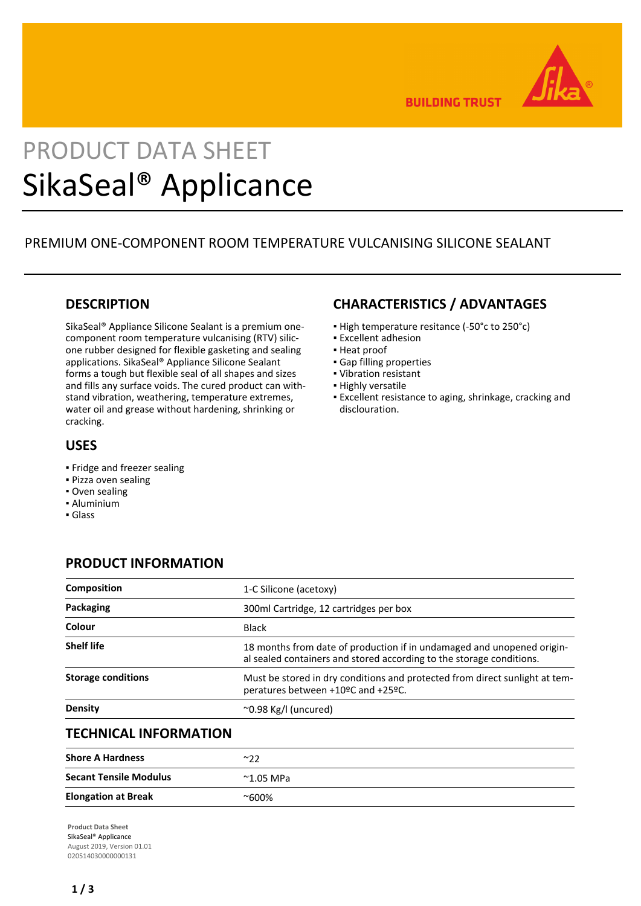BUILDING TRUST

PRODUCT DATA SHEET

# SikaSeal® Applicance

PREMIUM ONE-COMPONENT ROOM TEMPERATURE VULCANISING SILICONE SEALANT

## DESCRIPTION

SikaSeal® Appliance Silicone Sealant is a premium one-component room temperature vulcanising (RTV) silicone rubber designed for flexible gasketing and sealing applications. SikaSeal® Appliance Silicone Sealant forms a tough but flexible seal of all shapes and sizes and fills any surface voids. The cured product can withstand vibration, weathering, temperature extremes, water oil and grease without hardening, shrinking or cracking.

## USES

- Fridge and freezer sealing
- Pizza oven sealing
- Oven sealing
- Aluminium
- Glass

## CHARACTERISTICS / ADVANTAGES

- High temperature resitance (-50°c to 250°c)
- Excellent adhesion
- Heat proof
- Gap filling properties
- Vibration resistant
- Highly versatile
- Excellent resistance to aging, shrinkage, cracking and disclouration.

## PRODUCT INFORMATION

| | |
|---|---|
| **Composition** | 1-C Silicone (acetoxy) |
| **Packaging** | 300ml Cartridge, 12 cartridges per box |
| **Colour** | Black |
| **Shelf life** | 18 months from date of production if in undamaged and unopened original sealed containers and stored according to the storage conditions. |
| **Storage conditions** | Must be stored in dry conditions and protected from direct sunlight at temperatures between +10ºC and +25ºC. |
| **Density** | ~0.98 Kg/l (uncured) |

## TECHNICAL INFORMATION

| | |
|---|---|
| **Shore A Hardness** | ~22 |
| **Secant Tensile Modulus** | ~1.05 MPa |
| **Elongation at Break** | ~600% |

**Product Data Sheet**
SikaSeal® Applicance
August 2019, Version 01.01
020514030000000131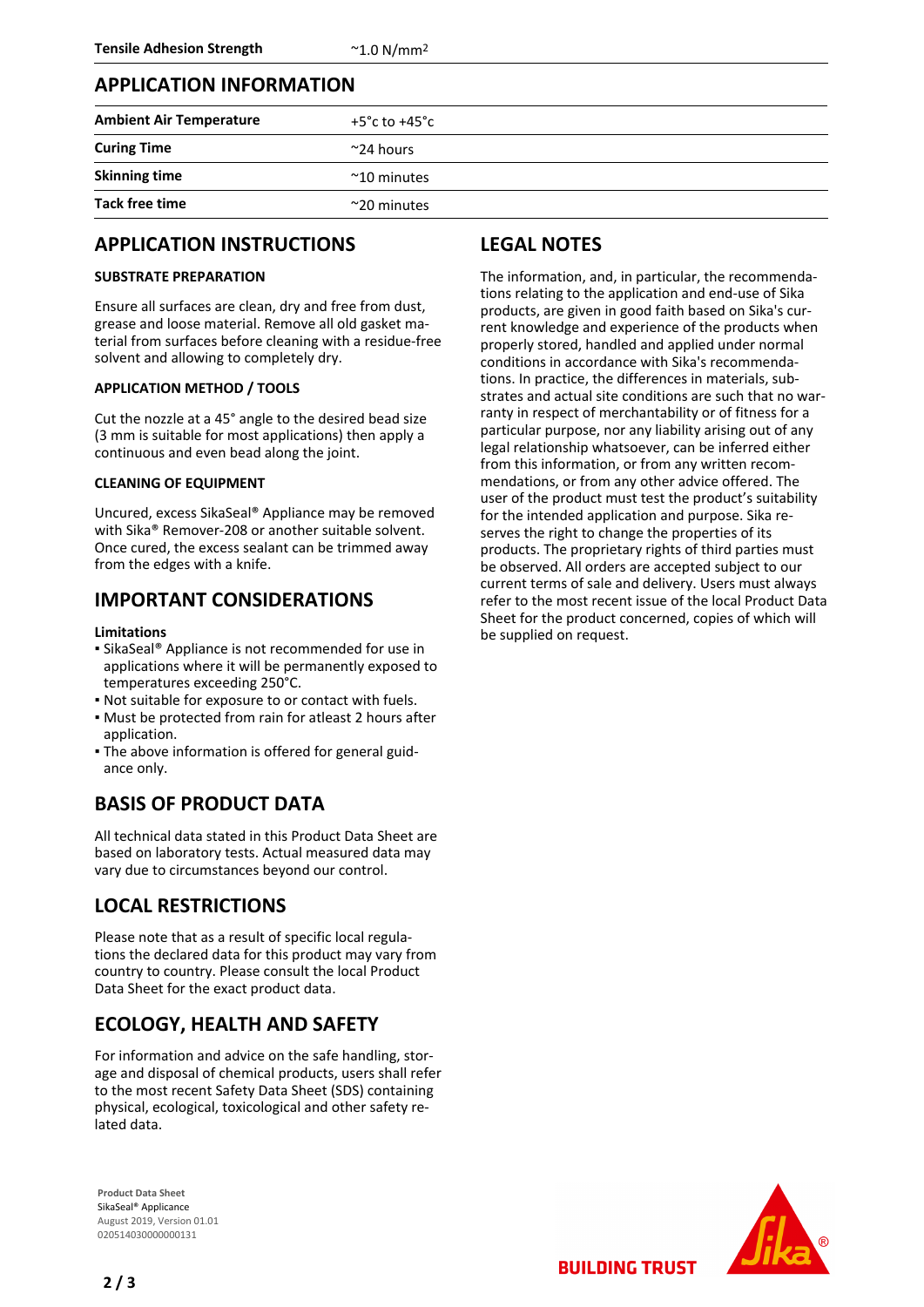| Tensile Adhesion Strength | ~1.0 N/mm$^2$ |
|---|---|

## APPLICATION INFORMATION

| Ambient Air Temperature | +5°c to +45°c |
|---|---|
| Curing Time | ~24 hours |
| Skinning time | ~10 minutes |
| Tack free time | ~20 minutes |

## APPLICATION INSTRUCTIONS

### SUBSTRATE PREPARATION

Ensure all surfaces are clean, dry and free from dust, grease and loose material. Remove all old gasket material from surfaces before cleaning with a residue-free solvent and allowing to completely dry.

### APPLICATION METHOD / TOOLS

Cut the nozzle at a 45° angle to the desired bead size (3 mm is suitable for most applications) then apply a continuous and even bead along the joint.

### CLEANING OF EQUIPMENT

Uncured, excess SikaSeal® Appliance may be removed with Sika® Remover-208 or another suitable solvent. Once cured, the excess sealant can be trimmed away from the edges with a knife.

## IMPORTANT CONSIDERATIONS

**Limitations**

- SikaSeal® Appliance is not recommended for use in applications where it will be permanently exposed to temperatures exceeding 250°C.
- Not suitable for exposure to or contact with fuels.
- Must be protected from rain for atleast 2 hours after application.
- The above information is offered for general guidance only.

## BASIS OF PRODUCT DATA

All technical data stated in this Product Data Sheet are based on laboratory tests. Actual measured data may vary due to circumstances beyond our control.

## LOCAL RESTRICTIONS

Please note that as a result of specific local regulations the declared data for this product may vary from country to country. Please consult the local Product Data Sheet for the exact product data.

## ECOLOGY, HEALTH AND SAFETY

For information and advice on the safe handling, storage and disposal of chemical products, users shall refer to the most recent Safety Data Sheet (SDS) containing physical, ecological, toxicological and other safety related data.

## LEGAL NOTES

The information, and, in particular, the recommendations relating to the application and end-use of Sika products, are given in good faith based on Sika's current knowledge and experience of the products when properly stored, handled and applied under normal conditions in accordance with Sika's recommendations. In practice, the differences in materials, substrates and actual site conditions are such that no warranty in respect of merchantability or of fitness for a particular purpose, nor any liability arising out of any legal relationship whatsoever, can be inferred either from this information, or from any written recommendations, or from any other advice offered. The user of the product must test the product's suitability for the intended application and purpose. Sika reserves the right to change the properties of its products. The proprietary rights of third parties must be observed. All orders are accepted subject to our current terms of sale and delivery. Users must always refer to the most recent issue of the local Product Data Sheet for the product concerned, copies of which will be supplied on request.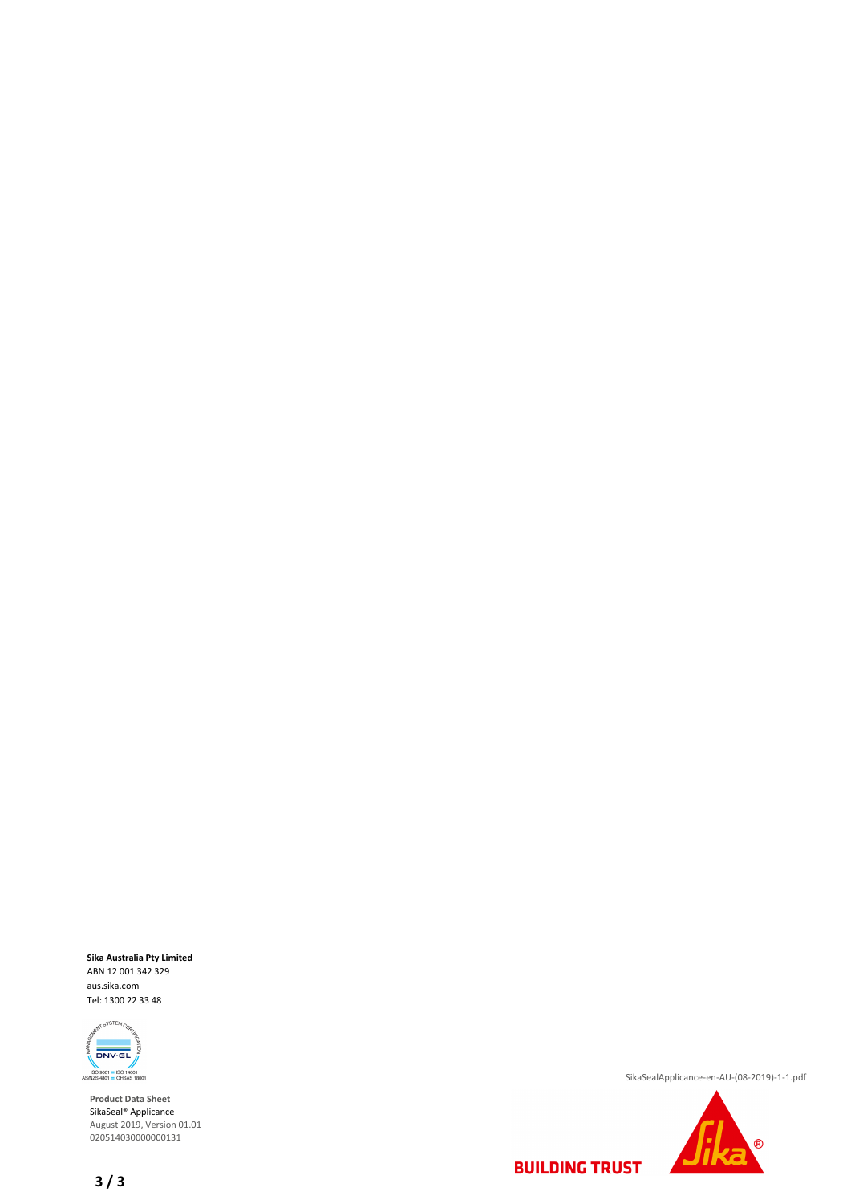**Sika Australia Pty Limited**
ABN 12 001 342 329
aus.sika.com
Tel: 1300 22 33 48

**Product Data Sheet**
SikaSeal® Applicance
August 2019, Version 01.01
020514030000000131

SikaSealApplicance-en-AU-(08-2019)-1-1.pdf

**BUILDING TRUST**